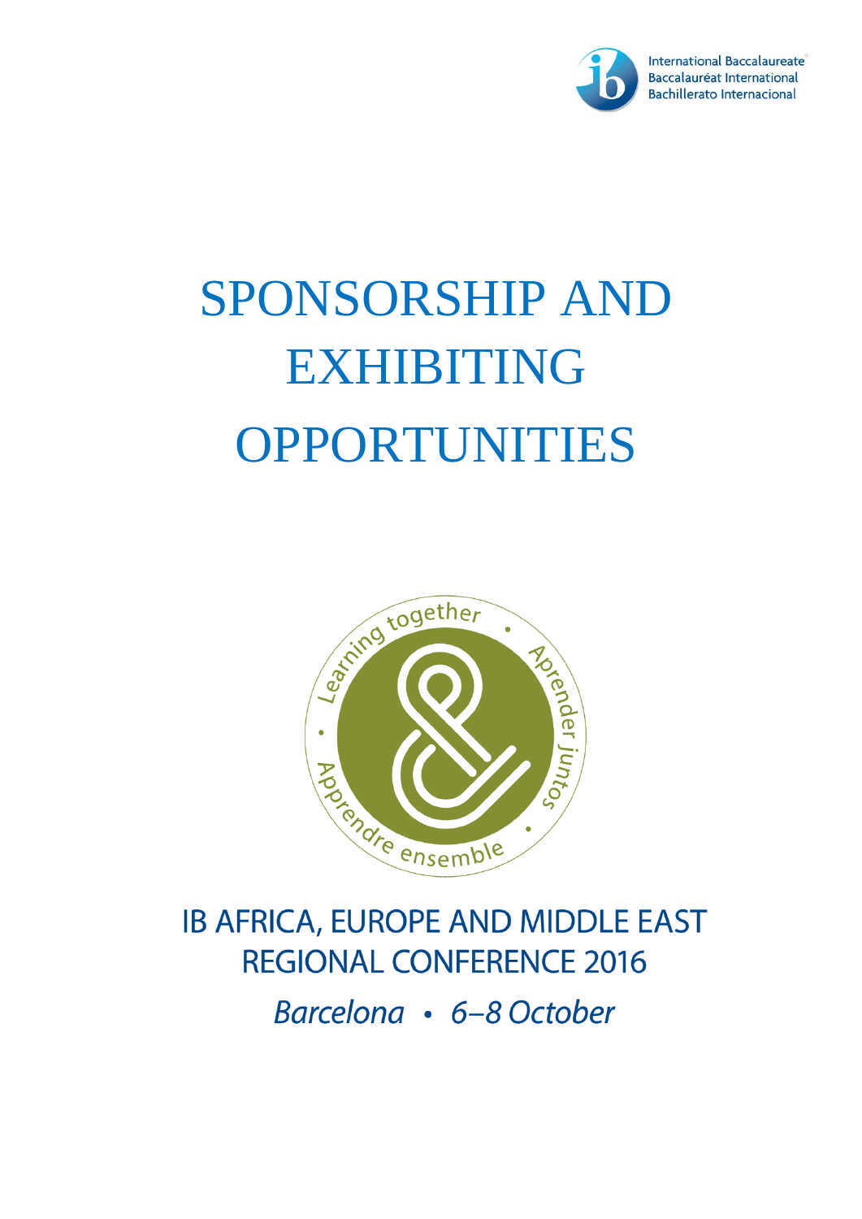International Baccalaureate
Baccalauréat International
Bachillerato Internacional

# SPONSORSHIP AND EXHIBITING OPPORTUNITIES

Learning together • Aprender juntos • Apprendre ensemble

## IB AFRICA, EUROPE AND MIDDLE EAST REGIONAL CONFERENCE 2016

*Barcelona • 6–8 October*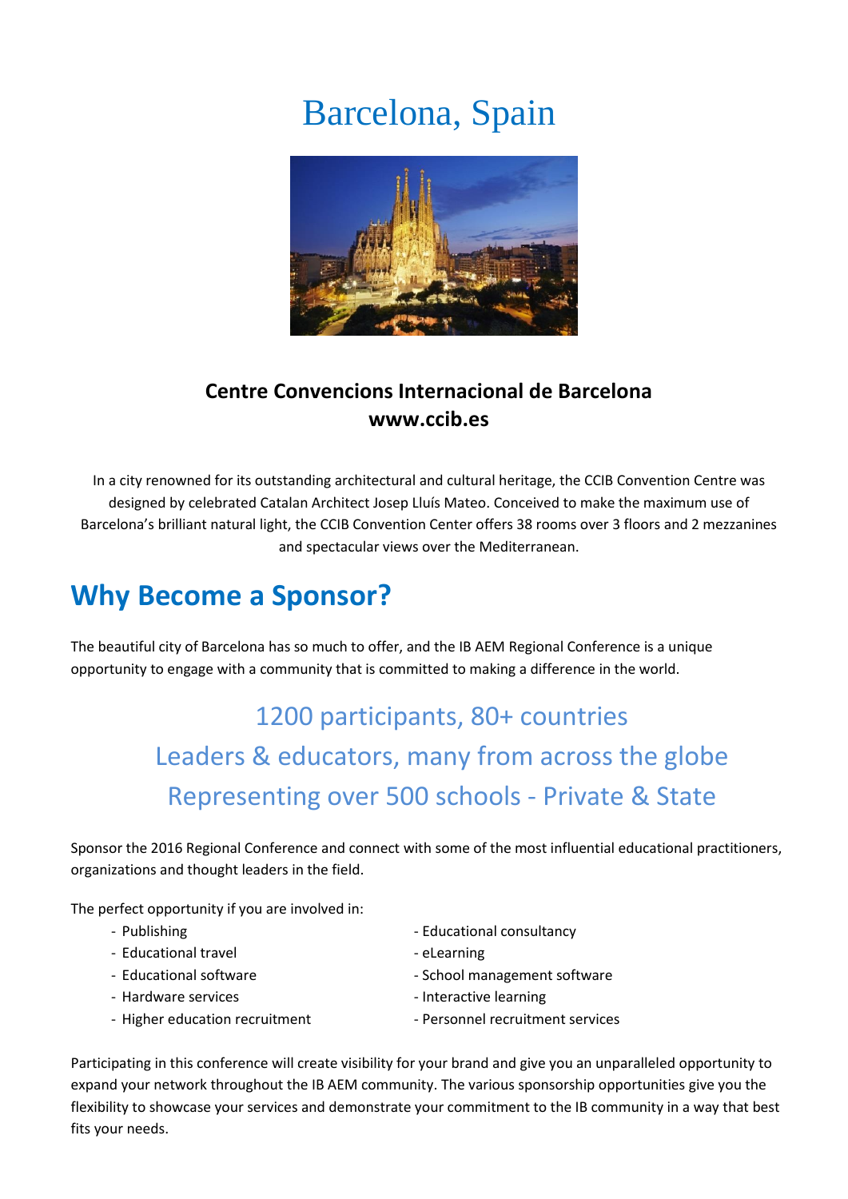# Barcelona, Spain

**Centre Convencions Internacional de Barcelona**
**www.ccib.es**

In a city renowned for its outstanding architectural and cultural heritage, the CCIB Convention Centre was designed by celebrated Catalan Architect Josep Lluís Mateo. Conceived to make the maximum use of Barcelona's brilliant natural light, the CCIB Convention Center offers 38 rooms over 3 floors and 2 mezzanines and spectacular views over the Mediterranean.

## Why Become a Sponsor?

The beautiful city of Barcelona has so much to offer, and the IB AEM Regional Conference is a unique opportunity to engage with a community that is committed to making a difference in the world.

1200 participants, 80+ countries
Leaders & educators, many from across the globe
Representing over 500 schools - Private & State

Sponsor the 2016 Regional Conference and connect with some of the most influential educational practitioners, organizations and thought leaders in the field.

The perfect opportunity if you are involved in:

- Publishing
- Educational travel
- Educational software
- Hardware services
- Higher education recruitment
- Educational consultancy
- eLearning
- School management software
- Interactive learning
- Personnel recruitment services

Participating in this conference will create visibility for your brand and give you an unparalleled opportunity to expand your network throughout the IB AEM community. The various sponsorship opportunities give you the flexibility to showcase your services and demonstrate your commitment to the IB community in a way that best fits your needs.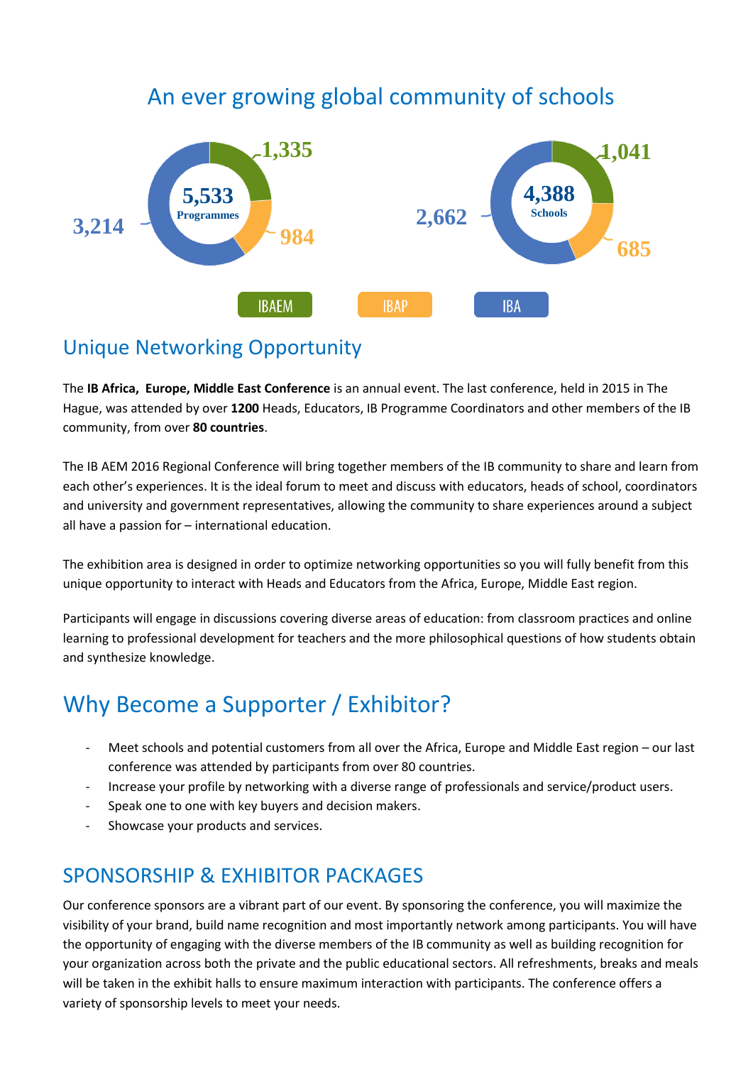## An ever growing global community of schools

5,533 Programmes: 1,335 (IBAEM), 984 (IBAP), 3,214 (IBA)

4,388 Schools: 1,041 (IBAEM), 685 (IBAP), 2,662 (IBA)

IBAEM IBAP IBA

## Unique Networking Opportunity

The **IB Africa, Europe, Middle East Conference** is an annual event. The last conference, held in 2015 in The Hague, was attended by over **1200** Heads, Educators, IB Programme Coordinators and other members of the IB community, from over **80 countries**.

The IB AEM 2016 Regional Conference will bring together members of the IB community to share and learn from each other's experiences. It is the ideal forum to meet and discuss with educators, heads of school, coordinators and university and government representatives, allowing the community to share experiences around a subject all have a passion for – international education.

The exhibition area is designed in order to optimize networking opportunities so you will fully benefit from this unique opportunity to interact with Heads and Educators from the Africa, Europe, Middle East region.

Participants will engage in discussions covering diverse areas of education: from classroom practices and online learning to professional development for teachers and the more philosophical questions of how students obtain and synthesize knowledge.

## Why Become a Supporter / Exhibitor?

- Meet schools and potential customers from all over the Africa, Europe and Middle East region – our last conference was attended by participants from over 80 countries.
- Increase your profile by networking with a diverse range of professionals and service/product users.
- Speak one to one with key buyers and decision makers.
- Showcase your products and services.

## SPONSORSHIP & EXHIBITOR PACKAGES

Our conference sponsors are a vibrant part of our event. By sponsoring the conference, you will maximize the visibility of your brand, build name recognition and most importantly network among participants. You will have the opportunity of engaging with the diverse members of the IB community as well as building recognition for your organization across both the private and the public educational sectors. All refreshments, breaks and meals will be taken in the exhibit halls to ensure maximum interaction with participants. The conference offers a variety of sponsorship levels to meet your needs.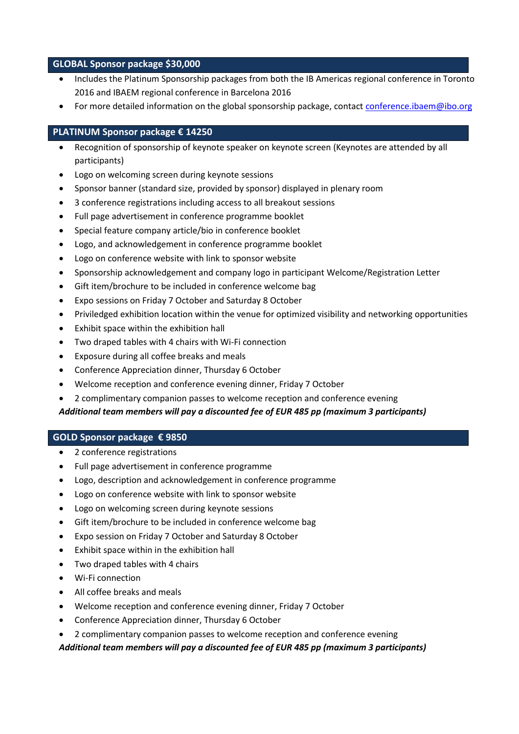## GLOBAL Sponsor package $30,000

- Includes the Platinum Sponsorship packages from both the IB Americas regional conference in Toronto 2016 and IBAEM regional conference in Barcelona 2016
- For more detailed information on the global sponsorship package, contact conference.ibaem@ibo.org

## PLATINUM Sponsor package € 14250

- Recognition of sponsorship of keynote speaker on keynote screen (Keynotes are attended by all participants)
- Logo on welcoming screen during keynote sessions
- Sponsor banner (standard size, provided by sponsor) displayed in plenary room
- 3 conference registrations including access to all breakout sessions
- Full page advertisement in conference programme booklet
- Special feature company article/bio in conference booklet
- Logo, and acknowledgement in conference programme booklet
- Logo on conference website with link to sponsor website
- Sponsorship acknowledgement and company logo in participant Welcome/Registration Letter
- Gift item/brochure to be included in conference welcome bag
- Expo sessions on Friday 7 October and Saturday 8 October
- Priviledged exhibition location within the venue for optimized visibility and networking opportunities
- Exhibit space within the exhibition hall
- Two draped tables with 4 chairs with Wi-Fi connection
- Exposure during all coffee breaks and meals
- Conference Appreciation dinner, Thursday 6 October
- Welcome reception and conference evening dinner, Friday 7 October
- 2 complimentary companion passes to welcome reception and conference evening

***Additional team members will pay a discounted fee of EUR 485 pp (maximum 3 participants)***

## GOLD Sponsor package € 9850

- 2 conference registrations
- Full page advertisement in conference programme
- Logo, description and acknowledgement in conference programme
- Logo on conference website with link to sponsor website
- Logo on welcoming screen during keynote sessions
- Gift item/brochure to be included in conference welcome bag
- Expo session on Friday 7 October and Saturday 8 October
- Exhibit space within in the exhibition hall
- Two draped tables with 4 chairs
- Wi-Fi connection
- All coffee breaks and meals
- Welcome reception and conference evening dinner, Friday 7 October
- Conference Appreciation dinner, Thursday 6 October
- 2 complimentary companion passes to welcome reception and conference evening

***Additional team members will pay a discounted fee of EUR 485 pp (maximum 3 participants)***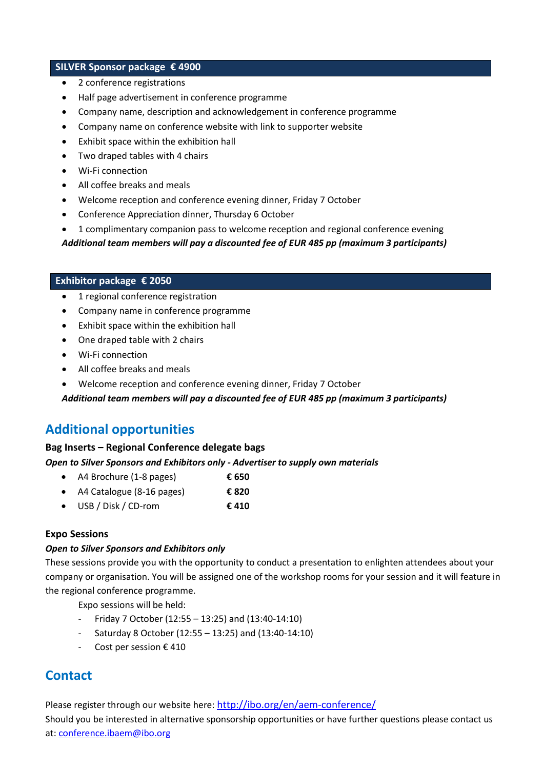### SILVER Sponsor package € 4900

- 2 conference registrations
- Half page advertisement in conference programme
- Company name, description and acknowledgement in conference programme
- Company name on conference website with link to supporter website
- Exhibit space within the exhibition hall
- Two draped tables with 4 chairs
- Wi-Fi connection
- All coffee breaks and meals
- Welcome reception and conference evening dinner, Friday 7 October
- Conference Appreciation dinner, Thursday 6 October
- 1 complimentary companion pass to welcome reception and regional conference evening

***Additional team members will pay a discounted fee of EUR 485 pp (maximum 3 participants)***

### Exhibitor package € 2050

- 1 regional conference registration
- Company name in conference programme
- Exhibit space within the exhibition hall
- One draped table with 2 chairs
- Wi-Fi connection
- All coffee breaks and meals
- Welcome reception and conference evening dinner, Friday 7 October

***Additional team members will pay a discounted fee of EUR 485 pp (maximum 3 participants)***

## Additional opportunities

**Bag Inserts – Regional Conference delegate bags**

***Open to Silver Sponsors and Exhibitors only - Advertiser to supply own materials***

- A4 Brochure (1-8 pages) **€ 650**
- A4 Catalogue (8-16 pages) **€ 820**
- USB / Disk / CD-rom **€ 410**

**Expo Sessions**

***Open to Silver Sponsors and Exhibitors only***

These sessions provide you with the opportunity to conduct a presentation to enlighten attendees about your company or organisation. You will be assigned one of the workshop rooms for your session and it will feature in the regional conference programme.

Expo sessions will be held:

- Friday 7 October (12:55 – 13:25) and (13:40-14:10)
- Saturday 8 October (12:55 – 13:25) and (13:40-14:10)
- Cost per session € 410

## Contact

Please register through our website here: http://ibo.org/en/aem-conference/

Should you be interested in alternative sponsorship opportunities or have further questions please contact us at: conference.ibaem@ibo.org